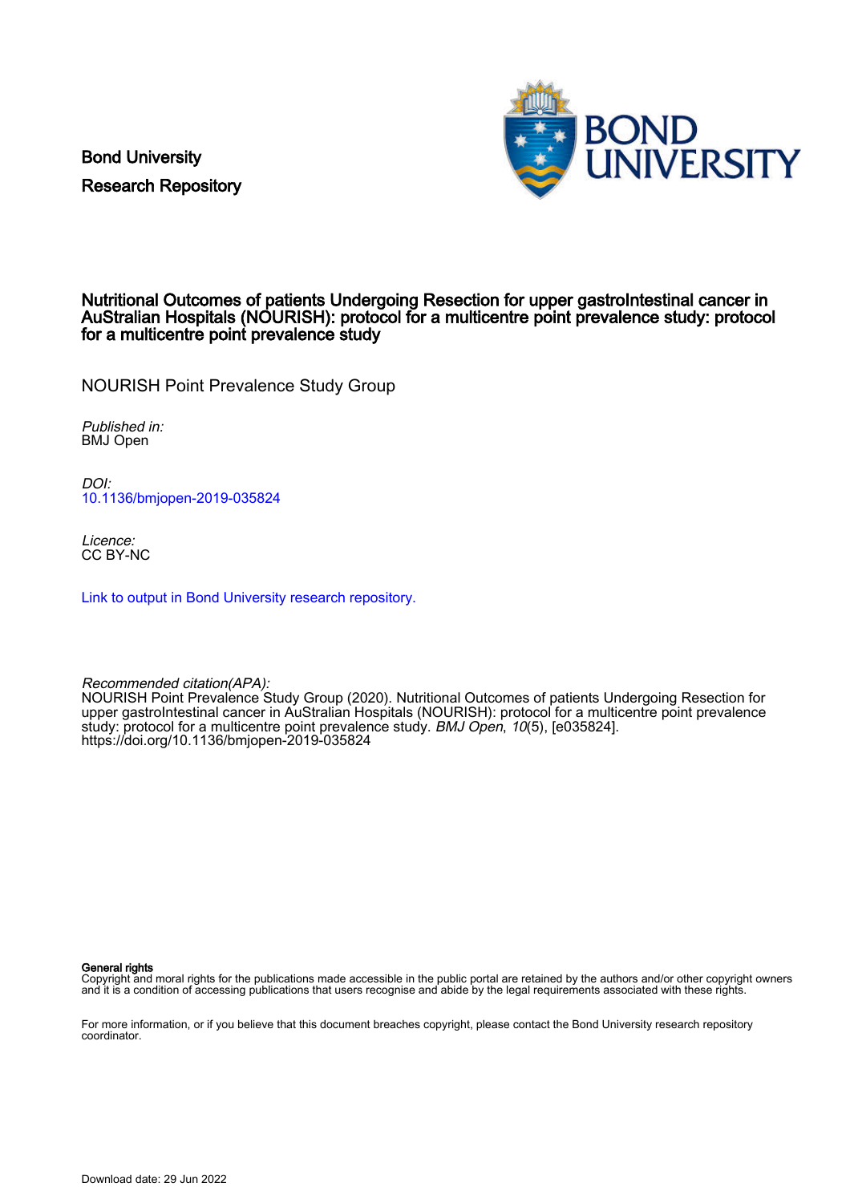Bond University

Research Repository

# Nutritional Outcomes of patients Undergoing Resection for upper gastroIntestinal cancer in AuStralian Hospitals (NOURISH): protocol for a multicentre point prevalence study: protocol for a multicentre point prevalence study

NOURISH Point Prevalence Study Group

*Published in:*
BMJ Open

*DOI:*
10.1136/bmjopen-2019-035824

*Licence:*
CC BY-NC

Link to output in Bond University research repository.

*Recommended citation(APA):*
NOURISH Point Prevalence Study Group (2020). Nutritional Outcomes of patients Undergoing Resection for upper gastroIntestinal cancer in AuStralian Hospitals (NOURISH): protocol for a multicentre point prevalence study: protocol for a multicentre point prevalence study. *BMJ Open*, *10*(5), [e035824]. https://doi.org/10.1136/bmjopen-2019-035824

**General rights**
Copyright and moral rights for the publications made accessible in the public portal are retained by the authors and/or other copyright owners and it is a condition of accessing publications that users recognise and abide by the legal requirements associated with these rights.

For more information, or if you believe that this document breaches copyright, please contact the Bond University research repository coordinator.

Download date: 29 Jun 2022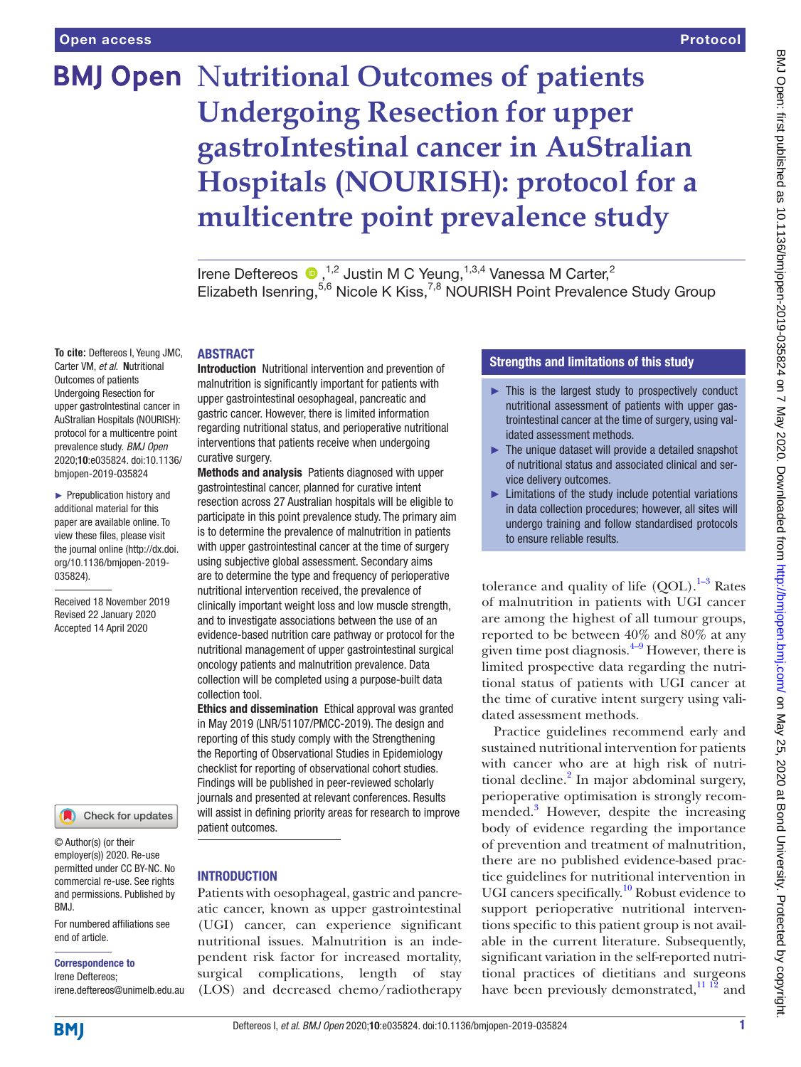# Nutritional Outcomes of patients Undergoing Resection for upper gastroIntestinal cancer in AuStralian Hospitals (NOURISH): protocol for a multicentre point prevalence study

Irene Deftereos [1,2], Justin M C Yeung,[1,3,4] Vanessa M Carter,[2] Elizabeth Isenring,[5,6] Nicole K Kiss,[7,8] NOURISH Point Prevalence Study Group

**To cite:** Deftereos I, Yeung JMC, Carter VM, *et al*. Nutritional Outcomes of patients Undergoing Resection for upper gastroIntestinal cancer in AuStralian Hospitals (NOURISH): protocol for a multicentre point prevalence study. *BMJ Open* 2020;**10**:e035824. doi:10.1136/bmjopen-2019-035824

► Prepublication history and additional material for this paper are available online. To view these files, please visit the journal online (http://dx.doi.org/10.1136/bmjopen-2019-035824).

Received 18 November 2019
Revised 22 January 2020
Accepted 14 April 2020

© Author(s) (or their employer(s)) 2020. Re-use permitted under CC BY-NC. No commercial re-use. See rights and permissions. Published by BMJ.

For numbered affiliations see end of article.

**Correspondence to**
Irene Deftereos;
irene.deftereos@unimelb.edu.au

## ABSTRACT

**Introduction** Nutritional intervention and prevention of malnutrition is significantly important for patients with upper gastrointestinal oesophageal, pancreatic and gastric cancer. However, there is limited information regarding nutritional status, and perioperative nutritional interventions that patients receive when undergoing curative surgery.

**Methods and analysis** Patients diagnosed with upper gastrointestinal cancer, planned for curative intent resection across 27 Australian hospitals will be eligible to participate in this point prevalence study. The primary aim is to determine the prevalence of malnutrition in patients with upper gastrointestinal cancer at the time of surgery using subjective global assessment. Secondary aims are to determine the type and frequency of perioperative nutritional intervention received, the prevalence of clinically important weight loss and low muscle strength, and to investigate associations between the use of an evidence-based nutrition care pathway or protocol for the nutritional management of upper gastrointestinal surgical oncology patients and malnutrition prevalence. Data collection will be completed using a purpose-built data collection tool.

**Ethics and dissemination** Ethical approval was granted in May 2019 (LNR/51107/PMCC-2019). The design and reporting of this study comply with the Strengthening the Reporting of Observational Studies in Epidemiology checklist for reporting of observational cohort studies. Findings will be published in peer-reviewed scholarly journals and presented at relevant conferences. Results will assist in defining priority areas for research to improve patient outcomes.

## Strengths and limitations of this study

► This is the largest study to prospectively conduct nutritional assessment of patients with upper gastrointestinal cancer at the time of surgery, using validated assessment methods.

► The unique dataset will provide a detailed snapshot of nutritional status and associated clinical and service delivery outcomes.

► Limitations of the study include potential variations in data collection procedures; however, all sites will undergo training and follow standardised protocols to ensure reliable results.

## INTRODUCTION

Patients with oesophageal, gastric and pancreatic cancer, known as upper gastrointestinal (UGI) cancer, can experience significant nutritional issues. Malnutrition is an independent risk factor for increased mortality, surgical complications, length of stay (LOS) and decreased chemo/radiotherapy tolerance and quality of life (QOL).[1–3] Rates of malnutrition in patients with UGI cancer are among the highest of all tumour groups, reported to be between 40% and 80% at any given time post diagnosis.[4–9] However, there is limited prospective data regarding the nutritional status of patients with UGI cancer at the time of curative intent surgery using validated assessment methods.

Practice guidelines recommend early and sustained nutritional intervention for patients with cancer who are at high risk of nutritional decline.[2] In major abdominal surgery, perioperative optimisation is strongly recommended.[3] However, despite the increasing body of evidence regarding the importance of prevention and treatment of malnutrition, there are no published evidence-based practice guidelines for nutritional intervention in UGI cancers specifically.[10] Robust evidence to support perioperative nutritional interventions specific to this patient group is not available in the current literature. Subsequently, significant variation in the self-reported nutritional practices of dietitians and surgeons have been previously demonstrated,[11 12] and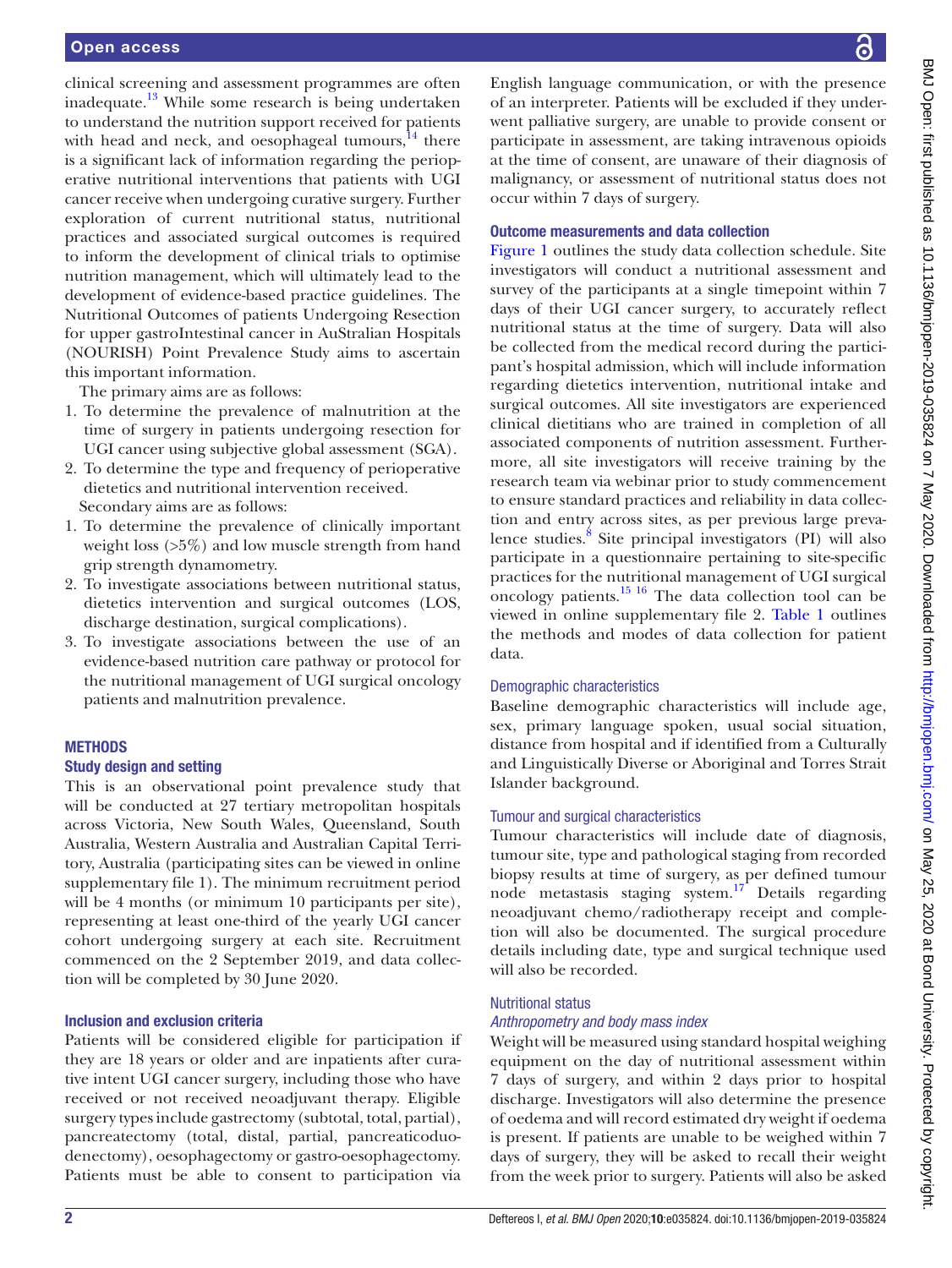clinical screening and assessment programmes are often inadequate.[13] While some research is being undertaken to understand the nutrition support received for patients with head and neck, and oesophageal tumours,[14] there is a significant lack of information regarding the perioperative nutritional interventions that patients with UGI cancer receive when undergoing curative surgery. Further exploration of current nutritional status, nutritional practices and associated surgical outcomes is required to inform the development of clinical trials to optimise nutrition management, which will ultimately lead to the development of evidence-based practice guidelines. The Nutritional Outcomes of patients Undergoing Resection for upper gastroIntestinal cancer in AuStralian Hospitals (NOURISH) Point Prevalence Study aims to ascertain this important information.

The primary aims are as follows:

1. To determine the prevalence of malnutrition at the time of surgery in patients undergoing resection for UGI cancer using subjective global assessment (SGA).
2. To determine the type and frequency of perioperative dietetics and nutritional intervention received.

Secondary aims are as follows:

1. To determine the prevalence of clinically important weight loss (>5%) and low muscle strength from hand grip strength dynamometry.
2. To investigate associations between nutritional status, dietetics intervention and surgical outcomes (LOS, discharge destination, surgical complications).
3. To investigate associations between the use of an evidence-based nutrition care pathway or protocol for the nutritional management of UGI surgical oncology patients and malnutrition prevalence.

## METHODS

### Study design and setting

This is an observational point prevalence study that will be conducted at 27 tertiary metropolitan hospitals across Victoria, New South Wales, Queensland, South Australia, Western Australia and Australian Capital Territory, Australia (participating sites can be viewed in online supplementary file 1). The minimum recruitment period will be 4 months (or minimum 10 participants per site), representing at least one-third of the yearly UGI cancer cohort undergoing surgery at each site. Recruitment commenced on the 2 September 2019, and data collection will be completed by 30 June 2020.

### Inclusion and exclusion criteria

Patients will be considered eligible for participation if they are 18 years or older and are inpatients after curative intent UGI cancer surgery, including those who have received or not received neoadjuvant therapy. Eligible surgery types include gastrectomy (subtotal, total, partial), pancreatectomy (total, distal, partial, pancreaticoduodenectomy), oesophagectomy or gastro-oesophagectomy. Patients must be able to consent to participation via English language communication, or with the presence of an interpreter. Patients will be excluded if they underwent palliative surgery, are unable to provide consent or participate in assessment, are taking intravenous opioids at the time of consent, are unaware of their diagnosis of malignancy, or assessment of nutritional status does not occur within 7 days of surgery.

### Outcome measurements and data collection

Figure 1 outlines the study data collection schedule. Site investigators will conduct a nutritional assessment and survey of the participants at a single timepoint within 7 days of their UGI cancer surgery, to accurately reflect nutritional status at the time of surgery. Data will also be collected from the medical record during the participant's hospital admission, which will include information regarding dietetics intervention, nutritional intake and surgical outcomes. All site investigators are experienced clinical dietitians who are trained in completion of all associated components of nutrition assessment. Furthermore, all site investigators will receive training by the research team via webinar prior to study commencement to ensure standard practices and reliability in data collection and entry across sites, as per previous large prevalence studies.[8] Site principal investigators (PI) will also participate in a questionnaire pertaining to site-specific practices for the nutritional management of UGI surgical oncology patients.[15 16] The data collection tool can be viewed in online supplementary file 2. Table 1 outlines the methods and modes of data collection for patient data.

#### Demographic characteristics

Baseline demographic characteristics will include age, sex, primary language spoken, usual social situation, distance from hospital and if identified from a Culturally and Linguistically Diverse or Aboriginal and Torres Strait Islander background.

#### Tumour and surgical characteristics

Tumour characteristics will include date of diagnosis, tumour site, type and pathological staging from recorded biopsy results at time of surgery, as per defined tumour node metastasis staging system.[17] Details regarding neoadjuvant chemo/radiotherapy receipt and completion will also be documented. The surgical procedure details including date, type and surgical technique used will also be recorded.

#### Nutritional status

*Anthropometry and body mass index*

Weight will be measured using standard hospital weighing equipment on the day of nutritional assessment within 7 days of surgery, and within 2 days prior to hospital discharge. Investigators will also determine the presence of oedema and will record estimated dry weight if oedema is present. If patients are unable to be weighed within 7 days of surgery, they will be asked to recall their weight from the week prior to surgery. Patients will also be asked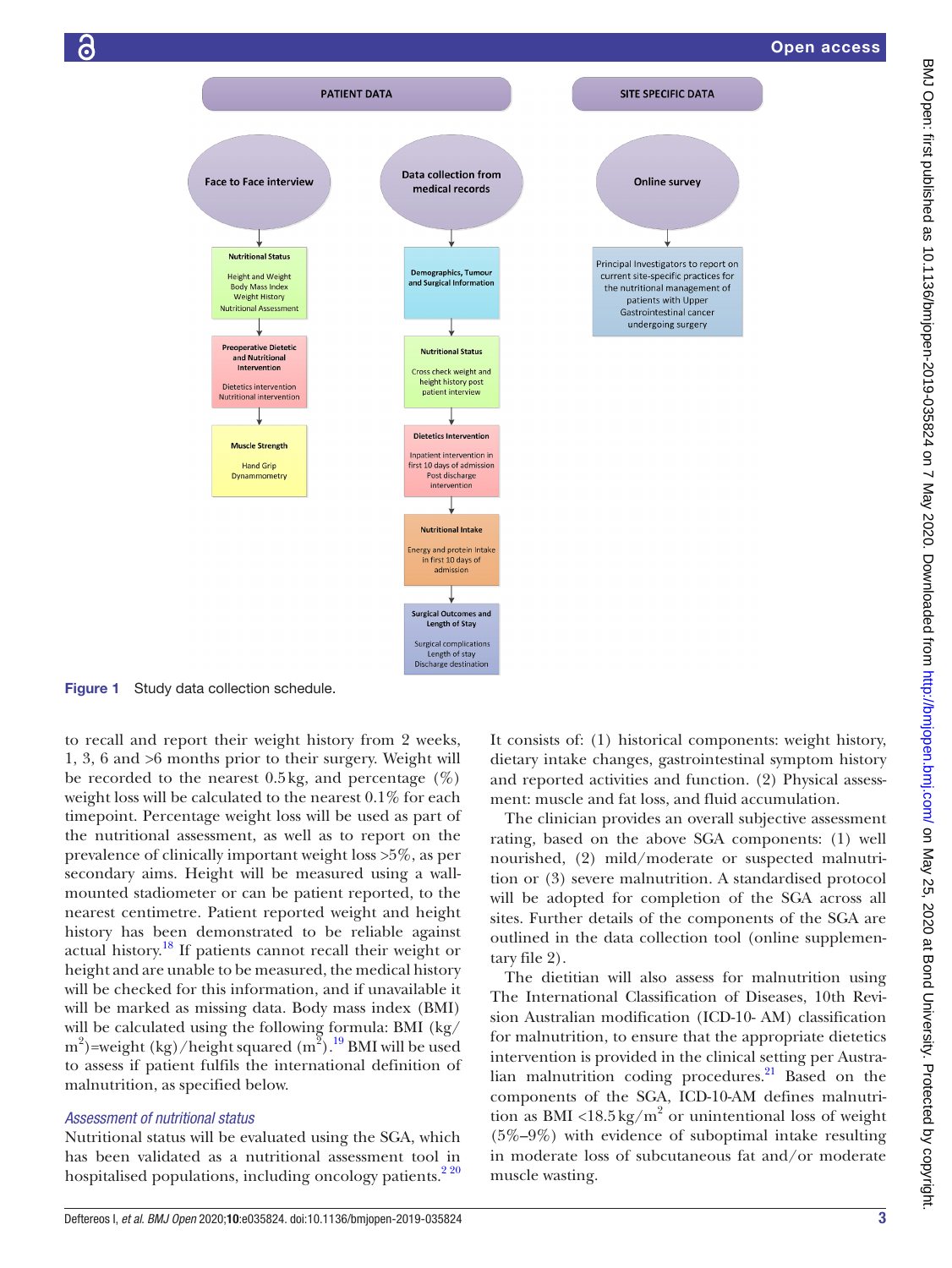**PATIENT DATA**

**SITE SPECIFIC DATA**

**Face to Face interview**
- **Nutritional Status**: Height and Weight; Body Mass Index; Weight History; Nutritional Assessment
- **Preoperative Dietetic and Nutritional Intervention**: Dietetics intervention; Nutritional intervention
- **Muscle Strength**: Hand Grip Dynammometry

**Data collection from medical records**
- **Demographics, Tumour and Surgical Information**
- **Nutritional Status**: Cross check weight and height history post patient interview
- **Dietetics Intervention**: Inpatient intervention in first 10 days of admission; Post discharge intervention
- **Nutritional Intake**: Energy and protein Intake in first 10 days of admission
- **Surgical Outcomes and Length of Stay**: Surgical complications; Length of stay; Discharge destination

**Online survey**
- Principal Investigators to report on current site-specific practices for the nutritional management of patients with Upper Gastrointestinal cancer undergoing surgery

**Figure 1** Study data collection schedule.

to recall and report their weight history from 2 weeks, 1, 3, 6 and >6 months prior to their surgery. Weight will be recorded to the nearest 0.5 kg, and percentage (%) weight loss will be calculated to the nearest 0.1% for each timepoint. Percentage weight loss will be used as part of the nutritional assessment, as well as to report on the prevalence of clinically important weight loss >5%, as per secondary aims. Height will be measured using a wall-mounted stadiometer or can be patient reported, to the nearest centimetre. Patient reported weight and height history has been demonstrated to be reliable against actual history.[18] If patients cannot recall their weight or height and are unable to be measured, the medical history will be checked for this information, and if unavailable it will be marked as missing data. Body mass index (BMI) will be calculated using the following formula: BMI (kg/$m^2$)=weight (kg)/height squared ($m^2$).[19] BMI will be used to assess if patient fulfils the international definition of malnutrition, as specified below.

### *Assessment of nutritional status*

Nutritional status will be evaluated using the SGA, which has been validated as a nutritional assessment tool in hospitalised populations, including oncology patients.[2,20] It consists of: (1) historical components: weight history, dietary intake changes, gastrointestinal symptom history and reported activities and function. (2) Physical assessment: muscle and fat loss, and fluid accumulation.

The clinician provides an overall subjective assessment rating, based on the above SGA components: (1) well nourished, (2) mild/moderate or suspected malnutrition or (3) severe malnutrition. A standardised protocol will be adopted for completion of the SGA across all sites. Further details of the components of the SGA are outlined in the data collection tool (online supplementary file 2).

The dietitian will also assess for malnutrition using The International Classification of Diseases, 10th Revision Australian modification (ICD-10- AM) classification for malnutrition, to ensure that the appropriate dietetics intervention is provided in the clinical setting per Australian malnutrition coding procedures.[21] Based on the components of the SGA, ICD-10-AM defines malnutrition as BMI <18.5 kg/$m^2$ or unintentional loss of weight (5%–9%) with evidence of suboptimal intake resulting in moderate loss of subcutaneous fat and/or moderate muscle wasting.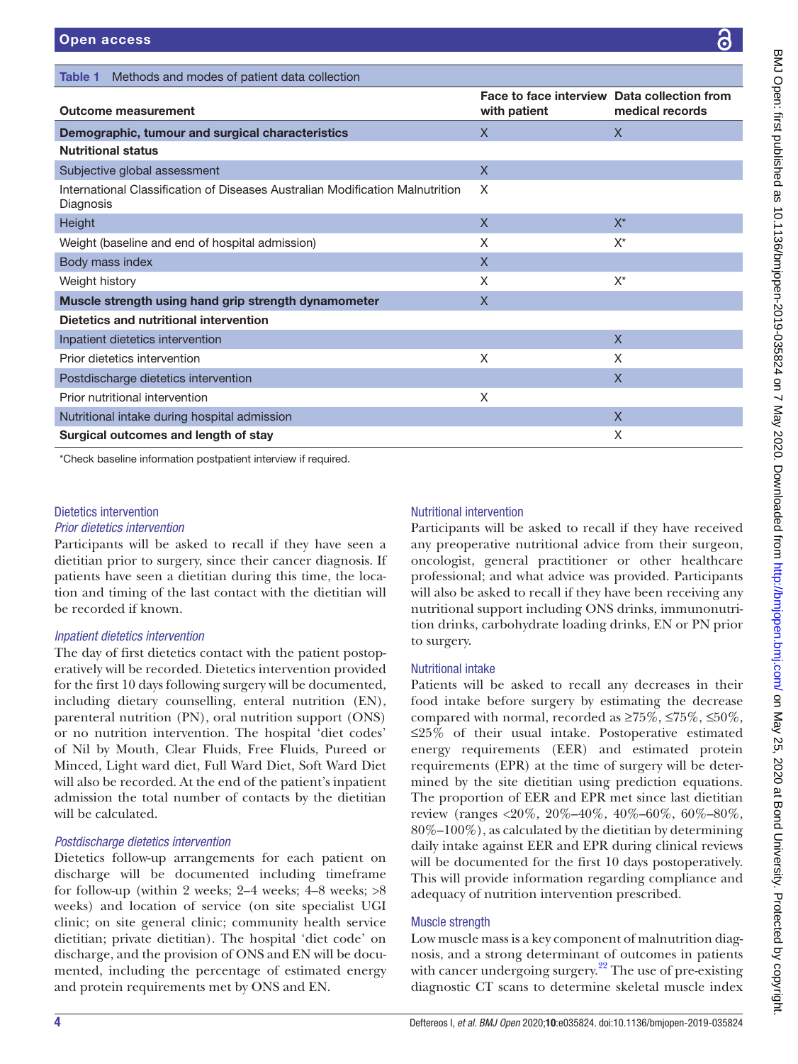Table 1 Methods and modes of patient data collection

| Outcome measurement | Face to face interview with patient | Data collection from medical records |
|---|---|---|
| **Demographic, tumour and surgical characteristics** | X | X |
| **Nutritional status** | | |
| Subjective global assessment | X | |
| International Classification of Diseases Australian Modification Malnutrition Diagnosis | X | |
| Height | X | X* |
| Weight (baseline and end of hospital admission) | X | X* |
| Body mass index | X | |
| Weight history | X | X* |
| **Muscle strength using hand grip strength dynamometer** | X | |
| **Dietetics and nutritional intervention** | | |
| Inpatient dietetics intervention | | X |
| Prior dietetics intervention | X | X |
| Postdischarge dietetics intervention | | X |
| Prior nutritional intervention | X | |
| Nutritional intake during hospital admission | | X |
| **Surgical outcomes and length of stay** | | X |

*Check baseline information postpatient interview if required.

### Dietetics intervention

#### *Prior dietetics intervention*

Participants will be asked to recall if they have seen a dietitian prior to surgery, since their cancer diagnosis. If patients have seen a dietitian during this time, the location and timing of the last contact with the dietitian will be recorded if known.

#### *Inpatient dietetics intervention*

The day of first dietetics contact with the patient postoperatively will be recorded. Dietetics intervention provided for the first 10 days following surgery will be documented, including dietary counselling, enteral nutrition (EN), parenteral nutrition (PN), oral nutrition support (ONS) or no nutrition intervention. The hospital 'diet codes' of Nil by Mouth, Clear Fluids, Free Fluids, Pureed or Minced, Light ward diet, Full Ward Diet, Soft Ward Diet will also be recorded. At the end of the patient's inpatient admission the total number of contacts by the dietitian will be calculated.

#### *Postdischarge dietetics intervention*

Dietetics follow-up arrangements for each patient on discharge will be documented including timeframe for follow-up (within 2 weeks; 2–4 weeks; 4–8 weeks; >8 weeks) and location of service (on site specialist UGI clinic; on site general clinic; community health service dietitian; private dietitian). The hospital 'diet code' on discharge, and the provision of ONS and EN will be documented, including the percentage of estimated energy and protein requirements met by ONS and EN.

### Nutritional intervention

Participants will be asked to recall if they have received any preoperative nutritional advice from their surgeon, oncologist, general practitioner or other healthcare professional; and what advice was provided. Participants will also be asked to recall if they have been receiving any nutritional support including ONS drinks, immunonutrition drinks, carbohydrate loading drinks, EN or PN prior to surgery.

### Nutritional intake

Patients will be asked to recall any decreases in their food intake before surgery by estimating the decrease compared with normal, recorded as ≥75%, ≤75%, ≤50%, ≤25% of their usual intake. Postoperative estimated energy requirements (EER) and estimated protein requirements (EPR) at the time of surgery will be determined by the site dietitian using prediction equations. The proportion of EER and EPR met since last dietitian review (ranges <20%, 20%–40%, 40%–60%, 60%–80%, 80%–100%), as calculated by the dietitian by determining daily intake against EER and EPR during clinical reviews will be documented for the first 10 days postoperatively. This will provide information regarding compliance and adequacy of nutrition intervention prescribed.

### Muscle strength

Low muscle mass is a key component of malnutrition diagnosis, and a strong determinant of outcomes in patients with cancer undergoing surgery.[22] The use of pre-existing diagnostic CT scans to determine skeletal muscle index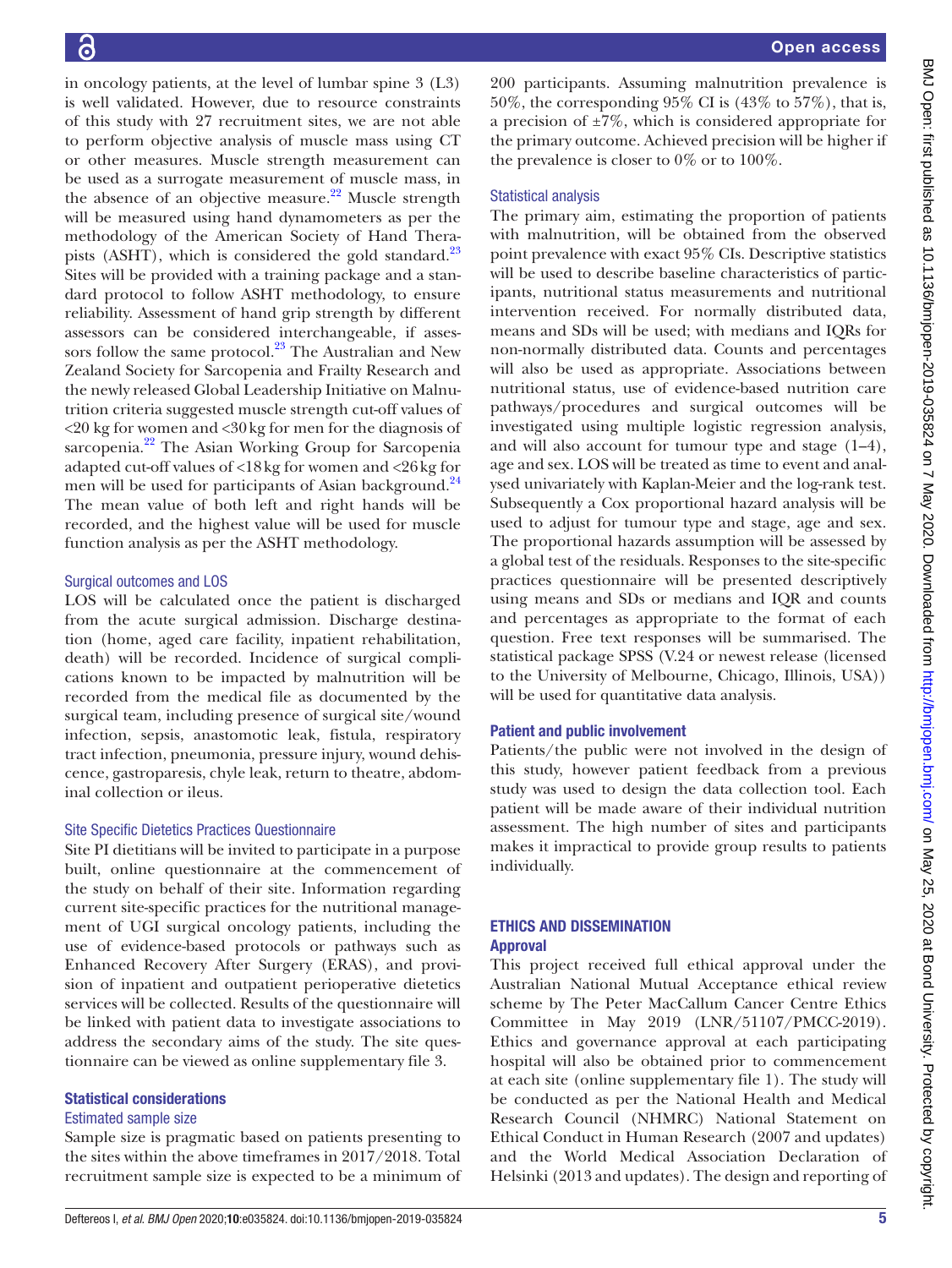in oncology patients, at the level of lumbar spine 3 (L3) is well validated. However, due to resource constraints of this study with 27 recruitment sites, we are not able to perform objective analysis of muscle mass using CT or other measures. Muscle strength measurement can be used as a surrogate measurement of muscle mass, in the absence of an objective measure.[22] Muscle strength will be measured using hand dynamometers as per the methodology of the American Society of Hand Therapists (ASHT), which is considered the gold standard.[23] Sites will be provided with a training package and a standard protocol to follow ASHT methodology, to ensure reliability. Assessment of hand grip strength by different assessors can be considered interchangeable, if assessors follow the same protocol.[23] The Australian and New Zealand Society for Sarcopenia and Frailty Research and the newly released Global Leadership Initiative on Malnutrition criteria suggested muscle strength cut-off values of <20 kg for women and <30 kg for men for the diagnosis of sarcopenia.[22] The Asian Working Group for Sarcopenia adapted cut-off values of <18 kg for women and <26 kg for men will be used for participants of Asian background.[24] The mean value of both left and right hands will be recorded, and the highest value will be used for muscle function analysis as per the ASHT methodology.

### Surgical outcomes and LOS

LOS will be calculated once the patient is discharged from the acute surgical admission. Discharge destination (home, aged care facility, inpatient rehabilitation, death) will be recorded. Incidence of surgical complications known to be impacted by malnutrition will be recorded from the medical file as documented by the surgical team, including presence of surgical site/wound infection, sepsis, anastomotic leak, fistula, respiratory tract infection, pneumonia, pressure injury, wound dehiscence, gastroparesis, chyle leak, return to theatre, abdominal collection or ileus.

### Site Specific Dietetics Practices Questionnaire

Site PI dietitians will be invited to participate in a purpose built, online questionnaire at the commencement of the study on behalf of their site. Information regarding current site-specific practices for the nutritional management of UGI surgical oncology patients, including the use of evidence-based protocols or pathways such as Enhanced Recovery After Surgery (ERAS), and provision of inpatient and outpatient perioperative dietetics services will be collected. Results of the questionnaire will be linked with patient data to investigate associations to address the secondary aims of the study. The site questionnaire can be viewed as online supplementary file 3.

## Statistical considerations

### Estimated sample size

Sample size is pragmatic based on patients presenting to the sites within the above timeframes in 2017/2018. Total recruitment sample size is expected to be a minimum of 200 participants. Assuming malnutrition prevalence is 50%, the corresponding 95% CI is (43% to 57%), that is, a precision of ±7%, which is considered appropriate for the primary outcome. Achieved precision will be higher if the prevalence is closer to 0% or to 100%.

### Statistical analysis

The primary aim, estimating the proportion of patients with malnutrition, will be obtained from the observed point prevalence with exact 95% CIs. Descriptive statistics will be used to describe baseline characteristics of participants, nutritional status measurements and nutritional intervention received. For normally distributed data, means and SDs will be used; with medians and IQRs for non-normally distributed data. Counts and percentages will also be used as appropriate. Associations between nutritional status, use of evidence-based nutrition care pathways/procedures and surgical outcomes will be investigated using multiple logistic regression analysis, and will also account for tumour type and stage (1–4), age and sex. LOS will be treated as time to event and analysed univariately with Kaplan-Meier and the log-rank test. Subsequently a Cox proportional hazard analysis will be used to adjust for tumour type and stage, age and sex. The proportional hazards assumption will be assessed by a global test of the residuals. Responses to the site-specific practices questionnaire will be presented descriptively using means and SDs or medians and IQR and counts and percentages as appropriate to the format of each question. Free text responses will be summarised. The statistical package SPSS (V.24 or newest release (licensed to the University of Melbourne, Chicago, Illinois, USA)) will be used for quantitative data analysis.

## Patient and public involvement

Patients/the public were not involved in the design of this study, however patient feedback from a previous study was used to design the data collection tool. Each patient will be made aware of their individual nutrition assessment. The high number of sites and participants makes it impractical to provide group results to patients individually.

# ETHICS AND DISSEMINATION

## Approval

This project received full ethical approval under the Australian National Mutual Acceptance ethical review scheme by The Peter MacCallum Cancer Centre Ethics Committee in May 2019 (LNR/51107/PMCC-2019). Ethics and governance approval at each participating hospital will also be obtained prior to commencement at each site (online supplementary file 1). The study will be conducted as per the National Health and Medical Research Council (NHMRC) National Statement on Ethical Conduct in Human Research (2007 and updates) and the World Medical Association Declaration of Helsinki (2013 and updates). The design and reporting of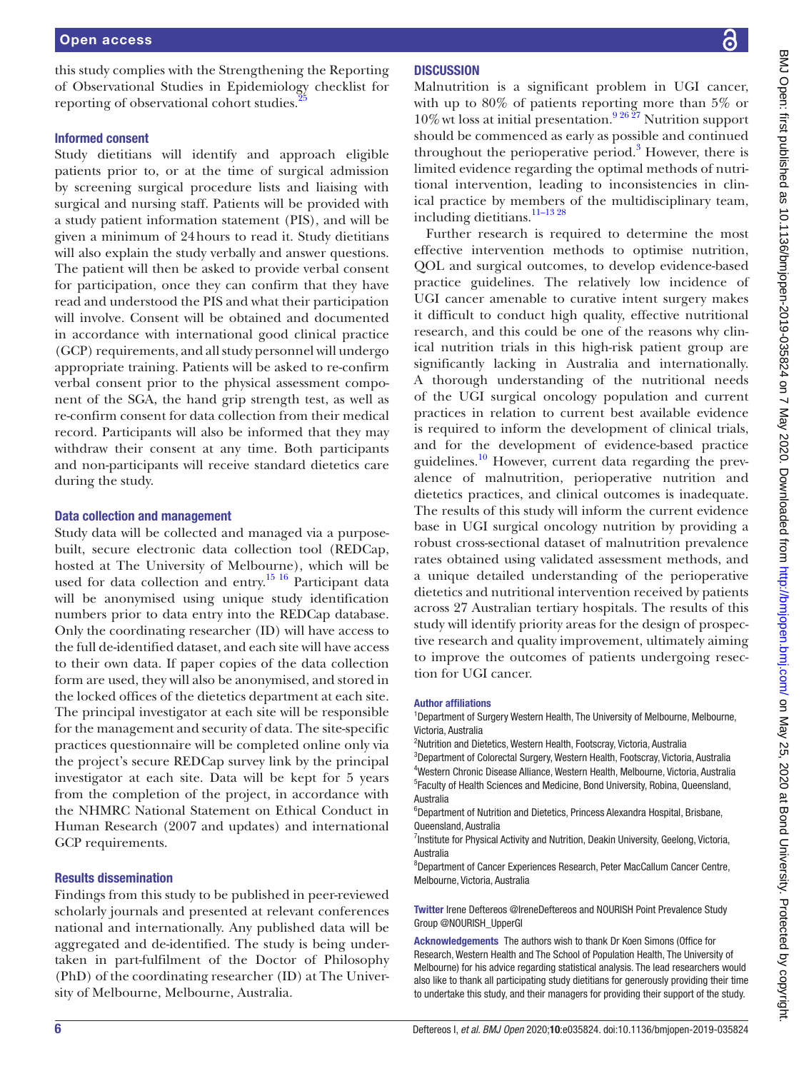this study complies with the Strengthening the Reporting of Observational Studies in Epidemiology checklist for reporting of observational cohort studies.[25]

### Informed consent

Study dietitians will identify and approach eligible patients prior to, or at the time of surgical admission by screening surgical procedure lists and liaising with surgical and nursing staff. Patients will be provided with a study patient information statement (PIS), and will be given a minimum of 24 hours to read it. Study dietitians will also explain the study verbally and answer questions. The patient will then be asked to provide verbal consent for participation, once they can confirm that they have read and understood the PIS and what their participation will involve. Consent will be obtained and documented in accordance with international good clinical practice (GCP) requirements, and all study personnel will undergo appropriate training. Patients will be asked to re-confirm verbal consent prior to the physical assessment component of the SGA, the hand grip strength test, as well as re-confirm consent for data collection from their medical record. Participants will also be informed that they may withdraw their consent at any time. Both participants and non-participants will receive standard dietetics care during the study.

### Data collection and management

Study data will be collected and managed via a purpose-built, secure electronic data collection tool (REDCap, hosted at The University of Melbourne), which will be used for data collection and entry.[15,16] Participant data will be anonymised using unique study identification numbers prior to data entry into the REDCap database. Only the coordinating researcher (ID) will have access to the full de-identified dataset, and each site will have access to their own data. If paper copies of the data collection form are used, they will also be anonymised, and stored in the locked offices of the dietetics department at each site. The principal investigator at each site will be responsible for the management and security of data. The site-specific practices questionnaire will be completed online only via the project's secure REDCap survey link by the principal investigator at each site. Data will be kept for 5 years from the completion of the project, in accordance with the NHMRC National Statement on Ethical Conduct in Human Research (2007 and updates) and international GCP requirements.

### Results dissemination

Findings from this study to be published in peer-reviewed scholarly journals and presented at relevant conferences national and internationally. Any published data will be aggregated and de-identified. The study is being undertaken in part-fulfilment of the Doctor of Philosophy (PhD) of the coordinating researcher (ID) at The University of Melbourne, Melbourne, Australia.

## DISCUSSION

Malnutrition is a significant problem in UGI cancer, with up to 80% of patients reporting more than 5% or 10% wt loss at initial presentation.[9,26,27] Nutrition support should be commenced as early as possible and continued throughout the perioperative period.[3] However, there is limited evidence regarding the optimal methods of nutritional intervention, leading to inconsistencies in clinical practice by members of the multidisciplinary team, including dietitians.[11–13,28]

Further research is required to determine the most effective intervention methods to optimise nutrition, QOL and surgical outcomes, to develop evidence-based practice guidelines. The relatively low incidence of UGI cancer amenable to curative intent surgery makes it difficult to conduct high quality, effective nutritional research, and this could be one of the reasons why clinical nutrition trials in this high-risk patient group are significantly lacking in Australia and internationally. A thorough understanding of the nutritional needs of the UGI surgical oncology population and current practices in relation to current best available evidence is required to inform the development of clinical trials, and for the development of evidence-based practice guidelines.[10] However, current data regarding the prevalence of malnutrition, perioperative nutrition and dietetics practices, and clinical outcomes is inadequate. The results of this study will inform the current evidence base in UGI surgical oncology nutrition by providing a robust cross-sectional dataset of malnutrition prevalence rates obtained using validated assessment methods, and a unique detailed understanding of the perioperative dietetics and nutritional intervention received by patients across 27 Australian tertiary hospitals. The results of this study will identify priority areas for the design of prospective research and quality improvement, ultimately aiming to improve the outcomes of patients undergoing resection for UGI cancer.

**Author affiliations**

[1]Department of Surgery Western Health, The University of Melbourne, Melbourne, Victoria, Australia
[2]Nutrition and Dietetics, Western Health, Footscray, Victoria, Australia
[3]Department of Colorectal Surgery, Western Health, Footscray, Victoria, Australia
[4]Western Chronic Disease Alliance, Western Health, Melbourne, Victoria, Australia
[5]Faculty of Health Sciences and Medicine, Bond University, Robina, Queensland, Australia
[6]Department of Nutrition and Dietetics, Princess Alexandra Hospital, Brisbane, Queensland, Australia
[7]Institute for Physical Activity and Nutrition, Deakin University, Geelong, Victoria, Australia
[8]Department of Cancer Experiences Research, Peter MacCallum Cancer Centre, Melbourne, Victoria, Australia

**Twitter** Irene Deftereos @IreneDeftereos and NOURISH Point Prevalence Study Group @NOURISH_UpperGI

**Acknowledgements** The authors wish to thank Dr Koen Simons (Office for Research, Western Health and The School of Population Health, The University of Melbourne) for his advice regarding statistical analysis. The lead researchers would also like to thank all participating study dietitians for generously providing their time to undertake this study, and their managers for providing their support of the study.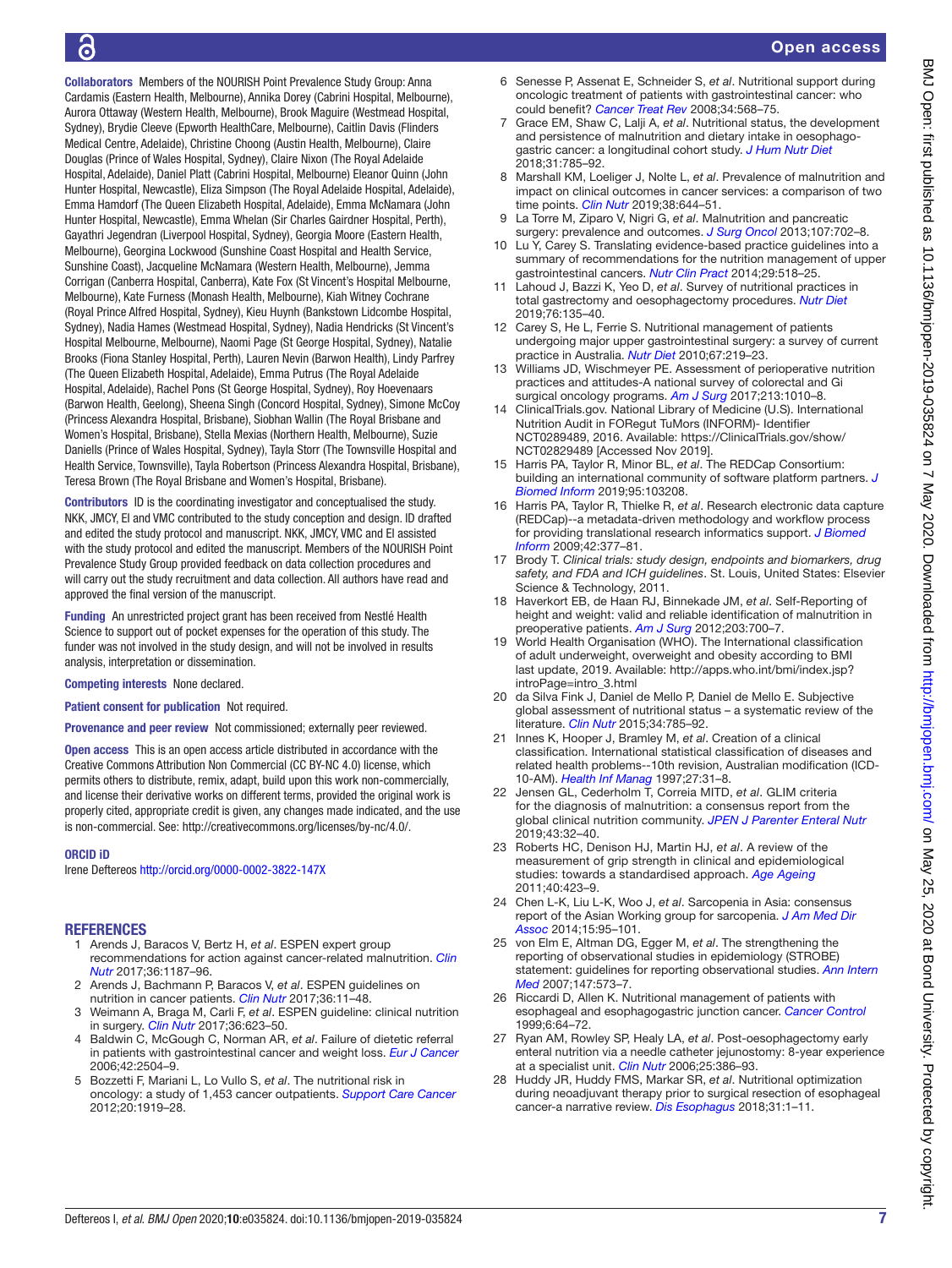**Collaborators** Members of the NOURISH Point Prevalence Study Group: Anna Cardamis (Eastern Health, Melbourne), Annika Dorey (Cabrini Hospital, Melbourne), Aurora Ottaway (Western Health, Melbourne), Brook Maguire (Westmead Hospital, Sydney), Brydie Cleeve (Epworth HealthCare, Melbourne), Caitlin Davis (Flinders Medical Centre, Adelaide), Christine Choong (Austin Health, Melbourne), Claire Douglas (Prince of Wales Hospital, Sydney), Claire Nixon (The Royal Adelaide Hospital, Adelaide), Daniel Platt (Cabrini Hospital, Melbourne) Eleanor Quinn (John Hunter Hospital, Newcastle), Eliza Simpson (The Royal Adelaide Hospital, Adelaide), Emma Hamdorf (The Queen Elizabeth Hospital, Adelaide), Emma McNamara (John Hunter Hospital, Newcastle), Emma Whelan (Sir Charles Gairdner Hospital, Perth), Gayathri Jegendran (Liverpool Hospital, Sydney), Georgia Moore (Eastern Health, Melbourne), Georgina Lockwood (Sunshine Coast Hospital and Health Service, Sunshine Coast), Jacqueline McNamara (Western Health, Melbourne), Jemma Corrigan (Canberra Hospital, Canberra), Kate Fox (St Vincent's Hospital Melbourne, Melbourne), Kate Furness (Monash Health, Melbourne), Kiah Witney Cochrane (Royal Prince Alfred Hospital, Sydney), Kieu Huynh (Bankstown Lidcombe Hospital, Sydney), Nadia Hames (Westmead Hospital, Sydney), Nadia Hendricks (St Vincent's Hospital Melbourne, Melbourne), Naomi Page (St George Hospital, Sydney), Natalie Brooks (Fiona Stanley Hospital, Perth), Lauren Nevin (Barwon Health), Lindy Parfrey (The Queen Elizabeth Hospital, Adelaide), Emma Putrus (The Royal Adelaide Hospital, Adelaide), Rachel Pons (St George Hospital, Sydney), Roy Hoevenaars (Barwon Health, Geelong), Sheena Singh (Concord Hospital, Sydney), Simone McCoy (Princess Alexandra Hospital, Brisbane), Siobhan Wallin (The Royal Brisbane and Women's Hospital, Brisbane), Stella Mexias (Northern Health, Melbourne), Suzie Daniells (Prince of Wales Hospital, Sydney), Tayla Storr (The Townsville Hospital and Health Service, Townsville), Tayla Robertson (Princess Alexandra Hospital, Brisbane), Teresa Brown (The Royal Brisbane and Women's Hospital, Brisbane).

**Contributors** ID is the coordinating investigator and conceptualised the study. NKK, JMCY, EI and VMC contributed to the study conception and design. ID drafted and edited the study protocol and manuscript. NKK, JMCY, VMC and EI assisted with the study protocol and edited the manuscript. Members of the NOURISH Point Prevalence Study Group provided feedback on data collection procedures and will carry out the study recruitment and data collection. All authors have read and approved the final version of the manuscript.

**Funding** An unrestricted project grant has been received from Nestlé Health Science to support out of pocket expenses for the operation of this study. The funder was not involved in the study design, and will not be involved in results analysis, interpretation or dissemination.

**Competing interests** None declared.

**Patient consent for publication** Not required.

**Provenance and peer review** Not commissioned; externally peer reviewed.

**Open access** This is an open access article distributed in accordance with the Creative Commons Attribution Non Commercial (CC BY-NC 4.0) license, which permits others to distribute, remix, adapt, build upon this work non-commercially, and license their derivative works on different terms, provided the original work is properly cited, appropriate credit is given, any changes made indicated, and the use is non-commercial. See: http://creativecommons.org/licenses/by-nc/4.0/.

**ORCID iD**

Irene Deftereos http://orcid.org/0000-0002-3822-147X

## REFERENCES

1. Arends J, Baracos V, Bertz H, *et al*. ESPEN expert group recommendations for action against cancer-related malnutrition. *Clin Nutr* 2017;36:1187–96.
2. Arends J, Bachmann P, Baracos V, *et al*. ESPEN guidelines on nutrition in cancer patients. *Clin Nutr* 2017;36:11–48.
3. Weimann A, Braga M, Carli F, *et al*. ESPEN guideline: clinical nutrition in surgery. *Clin Nutr* 2017;36:623–50.
4. Baldwin C, McGough C, Norman AR, *et al*. Failure of dietetic referral in patients with gastrointestinal cancer and weight loss. *Eur J Cancer* 2006;42:2504–9.
5. Bozzetti F, Mariani L, Lo Vullo S, *et al*. The nutritional risk in oncology: a study of 1,453 cancer outpatients. *Support Care Cancer* 2012;20:1919–28.
6. Senesse P, Assenat E, Schneider S, *et al*. Nutritional support during oncologic treatment of patients with gastrointestinal cancer: who could benefit? *Cancer Treat Rev* 2008;34:568–75.
7. Grace EM, Shaw C, Lalji A, *et al*. Nutritional status, the development and persistence of malnutrition and dietary intake in oesophago-gastric cancer: a longitudinal cohort study. *J Hum Nutr Diet* 2018;31:785–92.
8. Marshall KM, Loeliger J, Nolte L, *et al*. Prevalence of malnutrition and impact on clinical outcomes in cancer services: a comparison of two time points. *Clin Nutr* 2019;38:644–51.
9. La Torre M, Ziparo V, Nigri G, *et al*. Malnutrition and pancreatic surgery: prevalence and outcomes. *J Surg Oncol* 2013;107:702–8.
10. Lu Y, Carey S. Translating evidence-based practice guidelines into a summary of recommendations for the nutrition management of upper gastrointestinal cancers. *Nutr Clin Pract* 2014;29:518–25.
11. Lahoud J, Bazzi K, Yeo D, *et al*. Survey of nutritional practices in total gastrectomy and oesophagectomy procedures. *Nutr Diet* 2019;76:135–40.
12. Carey S, He L, Ferrie S. Nutritional management of patients undergoing major upper gastrointestinal surgery: a survey of current practice in Australia. *Nutr Diet* 2010;67:219–23.
13. Williams JD, Wischmeyer PE. Assessment of perioperative nutrition practices and attitudes-A national survey of colorectal and GI surgical oncology programs. *Am J Surg* 2017;213:1010–8.
14. ClinicalTrials.gov. National Library of Medicine (U.S). International Nutrition Audit in FORegut TuMors (INFORM)- Identifier NCT0289489, 2016. Available: https://ClinicalTrials.gov/show/NCT02829489 [Accessed Nov 2019].
15. Harris PA, Taylor R, Minor BL, *et al*. The REDCap Consortium: building an international community of software platform partners. *J Biomed Inform* 2019;95:103208.
16. Harris PA, Taylor R, Thielke R, *et al*. Research electronic data capture (REDCap)--a metadata-driven methodology and workflow process for providing translational research informatics support. *J Biomed Inform* 2009;42:377–81.
17. Brody T. *Clinical trials: study design, endpoints and biomarkers, drug safety, and FDA and ICH guidelines*. St. Louis, United States: Elsevier Science & Technology, 2011.
18. Haverkort EB, de Haan RJ, Binnekade JM, *et al*. Self-Reporting of height and weight: valid and reliable identification of malnutrition in preoperative patients. *Am J Surg* 2012;203:700–7.
19. World Health Organisation (WHO). The International classification of adult underweight, overweight and obesity according to BMI last update, 2019. Available: http://apps.who.int/bmi/index.jsp?introPage=intro_3.html
20. da Silva Fink J, Daniel de Mello P, Daniel de Mello E. Subjective global assessment of nutritional status – a systematic review of the literature. *Clin Nutr* 2015;34:785–92.
21. Innes K, Hooper J, Bramley M, *et al*. Creation of a clinical classification. International statistical classification of diseases and related health problems--10th revision, Australian modification (ICD-10-AM). *Health Inf Manag* 1997;27:31–8.
22. Jensen GL, Cederholm T, Correia MITD, *et al*. GLIM criteria for the diagnosis of malnutrition: a consensus report from the global clinical nutrition community. *JPEN J Parenter Enteral Nutr* 2019;43:32–40.
23. Roberts HC, Denison HJ, Martin HJ, *et al*. A review of the measurement of grip strength in clinical and epidemiological studies: towards a standardised approach. *Age Ageing* 2011;40:423–9.
24. Chen L-K, Liu L-K, Woo J, *et al*. Sarcopenia in Asia: consensus report of the Asian Working group for sarcopenia. *J Am Med Dir Assoc* 2014;15:95–101.
25. von Elm E, Altman DG, Egger M, *et al*. The strengthening the reporting of observational studies in epidemiology (STROBE) statement: guidelines for reporting observational studies. *Ann Intern Med* 2007;147:573–7.
26. Riccardi D, Allen K. Nutritional management of patients with esophageal and esophagogastric junction cancer. *Cancer Control* 1999;6:64–72.
27. Ryan AM, Rowley SP, Healy LA, *et al*. Post-oesophagectomy early enteral nutrition via a needle catheter jejunostomy: 8-year experience at a specialist unit. *Clin Nutr* 2006;25:386–93.
28. Huddy JR, Huddy FMS, Markar SR, *et al*. Nutritional optimization during neoadjuvant therapy prior to surgical resection of esophageal cancer-a narrative review. *Dis Esophagus* 2018;31:1–11.